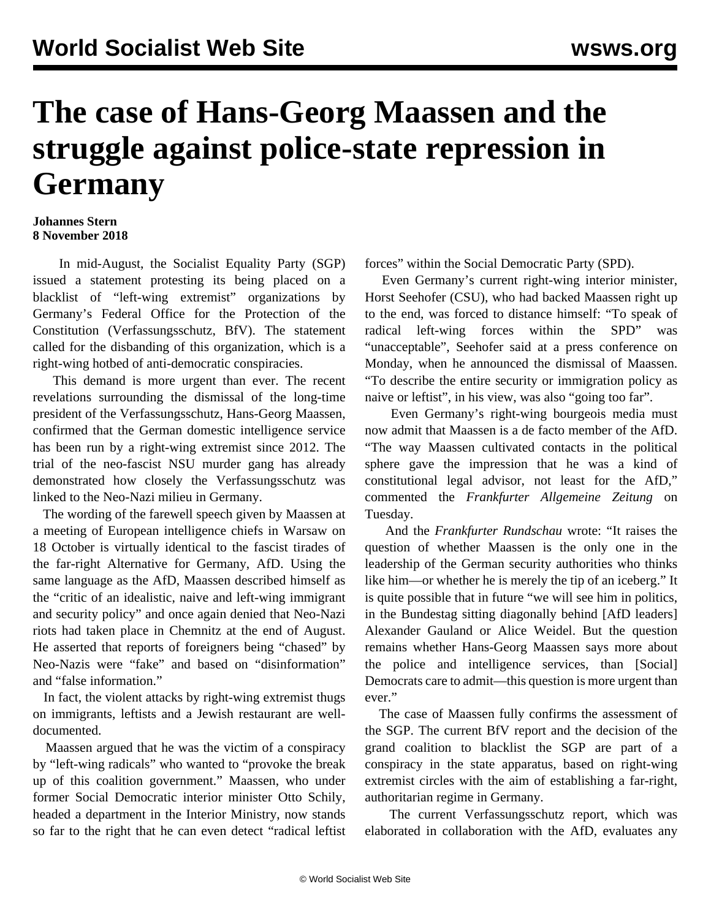# The case of Hans-Georg Maassen and the struggle against police-state repression in Germany

**Johannes Stern**
**8 November 2018**

In mid-August, the Socialist Equality Party (SGP) issued a statement protesting its being placed on a blacklist of "left-wing extremist" organizations by Germany's Federal Office for the Protection of the Constitution (Verfassungsschutz, BfV). The statement called for the disbanding of this organization, which is a right-wing hotbed of anti-democratic conspiracies.

This demand is more urgent than ever. The recent revelations surrounding the dismissal of the long-time president of the Verfassungsschutz, Hans-Georg Maassen, confirmed that the German domestic intelligence service has been run by a right-wing extremist since 2012. The trial of the neo-fascist NSU murder gang has already demonstrated how closely the Verfassungsschutz was linked to the Neo-Nazi milieu in Germany.

The wording of the farewell speech given by Maassen at a meeting of European intelligence chiefs in Warsaw on 18 October is virtually identical to the fascist tirades of the far-right Alternative for Germany, AfD. Using the same language as the AfD, Maassen described himself as the "critic of an idealistic, naive and left-wing immigrant and security policy" and once again denied that Neo-Nazi riots had taken place in Chemnitz at the end of August. He asserted that reports of foreigners being "chased" by Neo-Nazis were "fake" and based on "disinformation" and "false information."

In fact, the violent attacks by right-wing extremist thugs on immigrants, leftists and a Jewish restaurant are well-documented.

Maassen argued that he was the victim of a conspiracy by "left-wing radicals" who wanted to "provoke the break up of this coalition government." Maassen, who under former Social Democratic interior minister Otto Schily, headed a department in the Interior Ministry, now stands so far to the right that he can even detect "radical leftist forces" within the Social Democratic Party (SPD).

Even Germany's current right-wing interior minister, Horst Seehofer (CSU), who had backed Maassen right up to the end, was forced to distance himself: "To speak of radical left-wing forces within the SPD" was "unacceptable", Seehofer said at a press conference on Monday, when he announced the dismissal of Maassen. "To describe the entire security or immigration policy as naive or leftist", in his view, was also "going too far".

Even Germany's right-wing bourgeois media must now admit that Maassen is a de facto member of the AfD. "The way Maassen cultivated contacts in the political sphere gave the impression that he was a kind of constitutional legal advisor, not least for the AfD," commented the *Frankfurter Allgemeine Zeitung* on Tuesday.

And the *Frankfurter Rundschau* wrote: "It raises the question of whether Maassen is the only one in the leadership of the German security authorities who thinks like him—or whether he is merely the tip of an iceberg." It is quite possible that in future "we will see him in politics, in the Bundestag sitting diagonally behind [AfD leaders] Alexander Gauland or Alice Weidel. But the question remains whether Hans-Georg Maassen says more about the police and intelligence services, than [Social] Democrats care to admit—this question is more urgent than ever."

The case of Maassen fully confirms the assessment of the SGP. The current BfV report and the decision of the grand coalition to blacklist the SGP are part of a conspiracy in the state apparatus, based on right-wing extremist circles with the aim of establishing a far-right, authoritarian regime in Germany.

The current Verfassungsschutz report, which was elaborated in collaboration with the AfD, evaluates any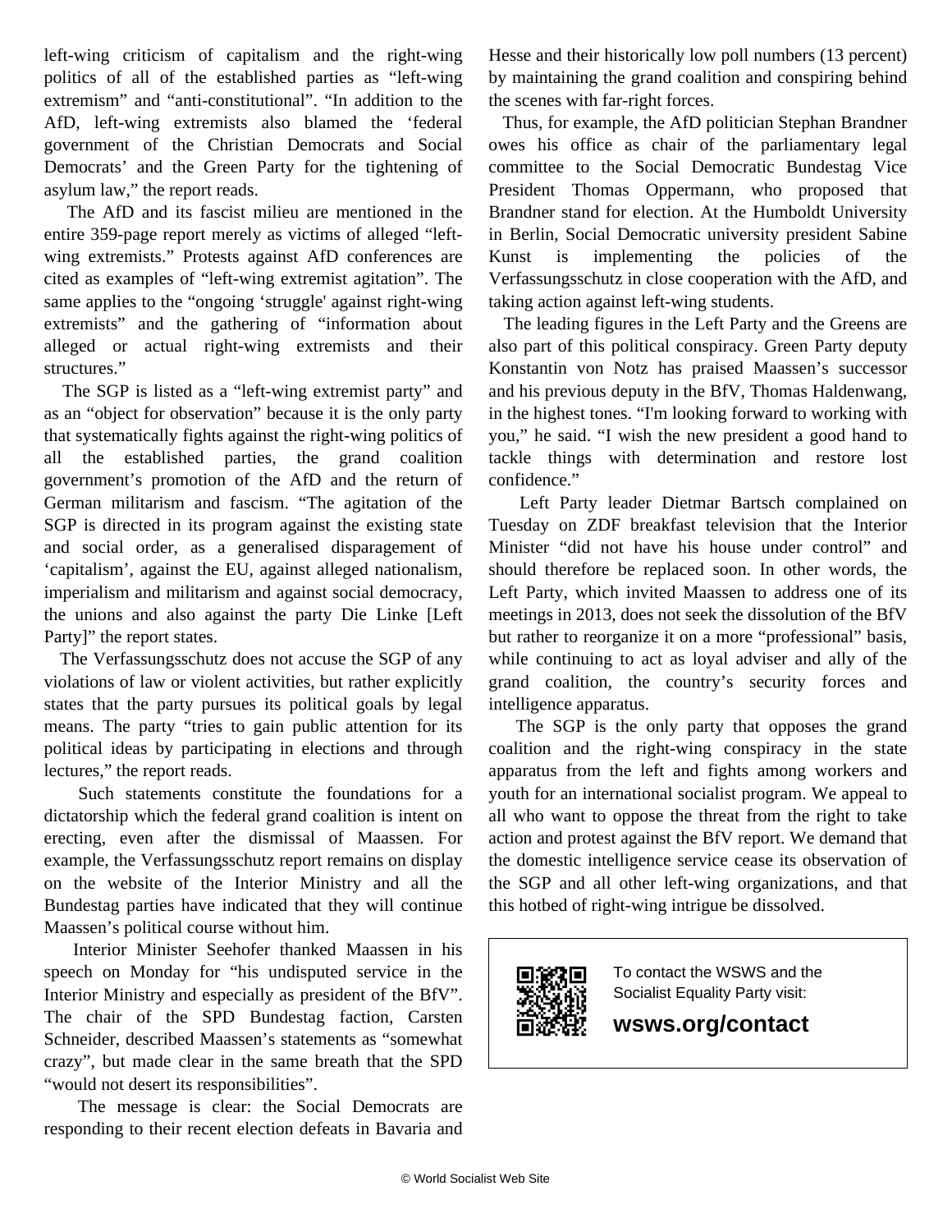left-wing criticism of capitalism and the right-wing politics of all of the established parties as “left-wing extremism” and “anti-constitutional”. “In addition to the AfD, left-wing extremists also blamed the ‘federal government of the Christian Democrats and Social Democrats’ and the Green Party for the tightening of asylum law,” the report reads.

The AfD and its fascist milieu are mentioned in the entire 359-page report merely as victims of alleged “left-wing extremists.” Protests against AfD conferences are cited as examples of “left-wing extremist agitation”. The same applies to the “ongoing ‘struggle' against right-wing extremists” and the gathering of “information about alleged or actual right-wing extremists and their structures.”

The SGP is listed as a “left-wing extremist party” and as an “object for observation” because it is the only party that systematically fights against the right-wing politics of all the established parties, the grand coalition government’s promotion of the AfD and the return of German militarism and fascism. “The agitation of the SGP is directed in its program against the existing state and social order, as a generalised disparagement of ‘capitalism’, against the EU, against alleged nationalism, imperialism and militarism and against social democracy, the unions and also against the party Die Linke [Left Party]” the report states.

The Verfassungsschutz does not accuse the SGP of any violations of law or violent activities, but rather explicitly states that the party pursues its political goals by legal means. The party “tries to gain public attention for its political ideas by participating in elections and through lectures,” the report reads.

Such statements constitute the foundations for a dictatorship which the federal grand coalition is intent on erecting, even after the dismissal of Maassen. For example, the Verfassungsschutz report remains on display on the website of the Interior Ministry and all the Bundestag parties have indicated that they will continue Maassen’s political course without him.

Interior Minister Seehofer thanked Maassen in his speech on Monday for “his undisputed service in the Interior Ministry and especially as president of the BfV”. The chair of the SPD Bundestag faction, Carsten Schneider, described Maassen’s statements as “somewhat crazy”, but made clear in the same breath that the SPD “would not desert its responsibilities”.

The message is clear: the Social Democrats are responding to their recent election defeats in Bavaria and Hesse and their historically low poll numbers (13 percent) by maintaining the grand coalition and conspiring behind the scenes with far-right forces.

Thus, for example, the AfD politician Stephan Brandner owes his office as chair of the parliamentary legal committee to the Social Democratic Bundestag Vice President Thomas Oppermann, who proposed that Brandner stand for election. At the Humboldt University in Berlin, Social Democratic university president Sabine Kunst is implementing the policies of the Verfassungsschutz in close cooperation with the AfD, and taking action against left-wing students.

The leading figures in the Left Party and the Greens are also part of this political conspiracy. Green Party deputy Konstantin von Notz has praised Maassen’s successor and his previous deputy in the BfV, Thomas Haldenwang, in the highest tones. “I'm looking forward to working with you,” he said. “I wish the new president a good hand to tackle things with determination and restore lost confidence.”

Left Party leader Dietmar Bartsch complained on Tuesday on ZDF breakfast television that the Interior Minister “did not have his house under control” and should therefore be replaced soon. In other words, the Left Party, which invited Maassen to address one of its meetings in 2013, does not seek the dissolution of the BfV but rather to reorganize it on a more “professional” basis, while continuing to act as loyal adviser and ally of the grand coalition, the country’s security forces and intelligence apparatus.

The SGP is the only party that opposes the grand coalition and the right-wing conspiracy in the state apparatus from the left and fights among workers and youth for an international socialist program. We appeal to all who want to oppose the threat from the right to take action and protest against the BfV report. We demand that the domestic intelligence service cease its observation of the SGP and all other left-wing organizations, and that this hotbed of right-wing intrigue be dissolved.

To contact the WSWS and the Socialist Equality Party visit:

**wsws.org/contact**